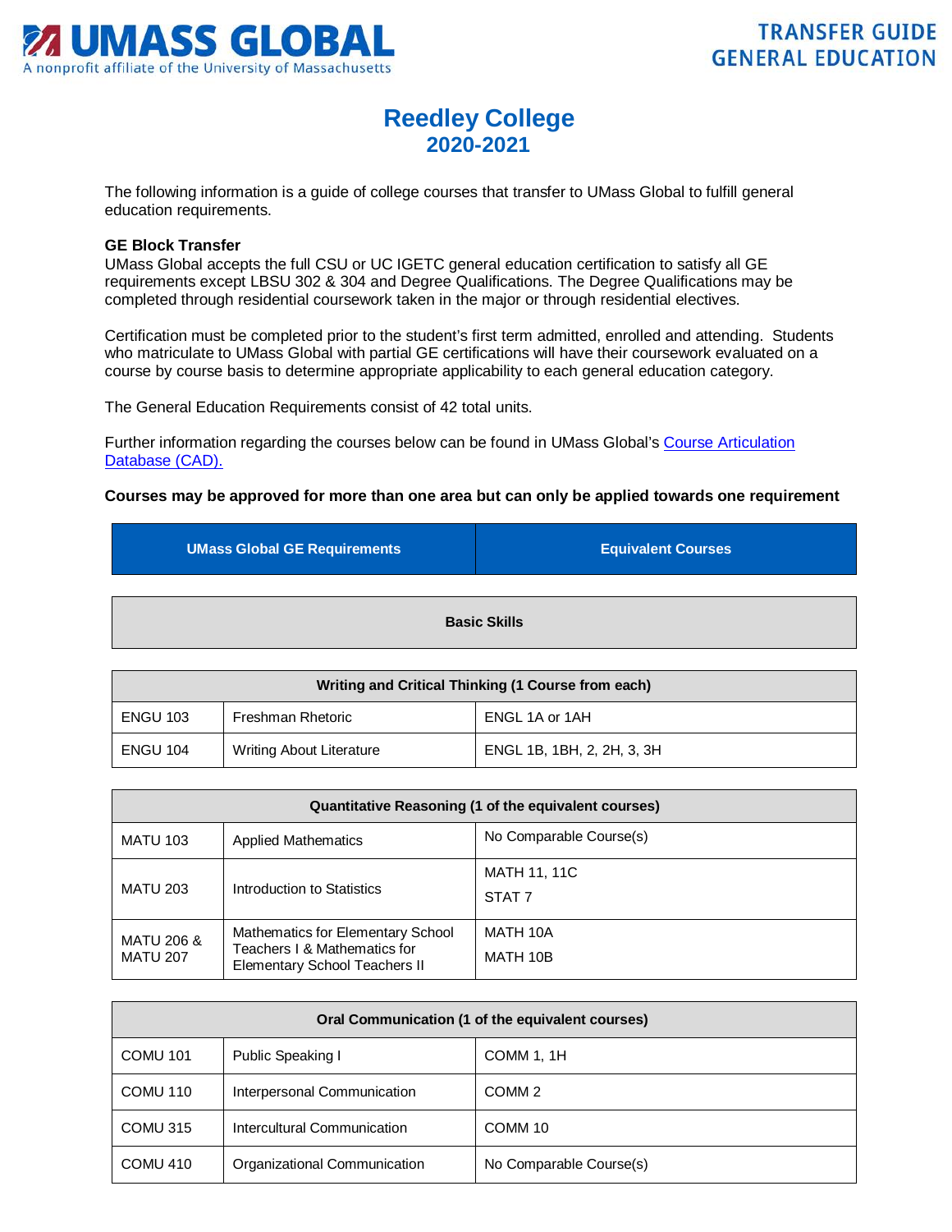**UMASS GLOBAL**
A nonprofit affiliate of the University of Massachusetts

**TRANSFER GUIDE**
**GENERAL EDUCATION**

# Reedley College
## 2020-2021

The following information is a guide of college courses that transfer to UMass Global to fulfill general education requirements.

**GE Block Transfer**
UMass Global accepts the full CSU or UC IGETC general education certification to satisfy all GE requirements except LBSU 302 & 304 and Degree Qualifications. The Degree Qualifications may be completed through residential coursework taken in the major or through residential electives.

Certification must be completed prior to the student's first term admitted, enrolled and attending. Students who matriculate to UMass Global with partial GE certifications will have their coursework evaluated on a course by course basis to determine appropriate applicability to each general education category.

The General Education Requirements consist of 42 total units.

Further information regarding the courses below can be found in UMass Global's [Course Articulation Database (CAD).]

**Courses may be approved for more than one area but can only be applied towards one requirement**

| UMass Global GE Requirements | | Equivalent Courses |
|---|---|---|
| **Basic Skills** | | |
| **Writing and Critical Thinking (1 Course from each)** | | |
| ENGU 103 | Freshman Rhetoric | ENGL 1A or 1AH |
| ENGU 104 | Writing About Literature | ENGL 1B, 1BH, 2, 2H, 3, 3H |
| **Quantitative Reasoning (1 of the equivalent courses)** | | |
| MATU 103 | Applied Mathematics | No Comparable Course(s) |
| MATU 203 | Introduction to Statistics | MATH 11, 11C<br>STAT 7 |
| MATU 206 & MATU 207 | Mathematics for Elementary School Teachers I & Mathematics for Elementary School Teachers II | MATH 10A<br>MATH 10B |
| **Oral Communication (1 of the equivalent courses)** | | |
| COMU 101 | Public Speaking I | COMM 1, 1H |
| COMU 110 | Interpersonal Communication | COMM 2 |
| COMU 315 | Intercultural Communication | COMM 10 |
| COMU 410 | Organizational Communication | No Comparable Course(s) |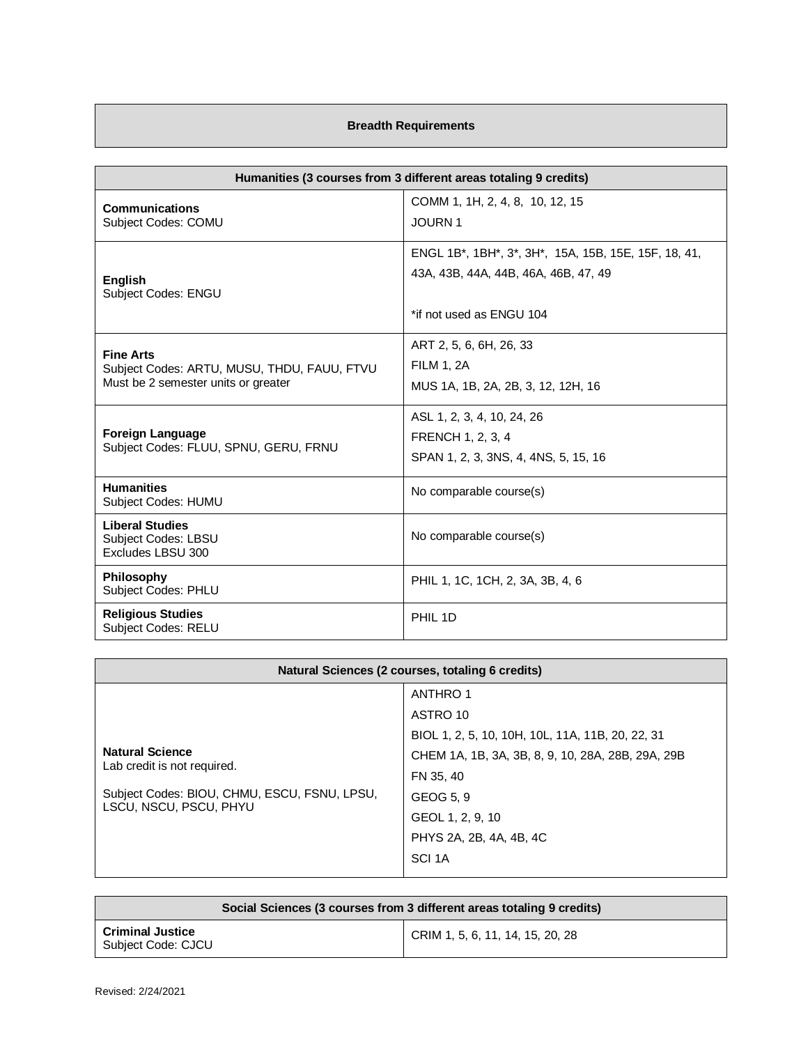| Breadth Requirements |
|---|

| Humanities (3 courses from 3 different areas totaling 9 credits) | |
|---|---|
| **Communications**<br>Subject Codes: COMU | COMM 1, 1H, 2, 4, 8, 10, 12, 15<br>JOURN 1 |
| **English**<br>Subject Codes: ENGU | ENGL 1B*, 1BH*, 3*, 3H*, 15A, 15B, 15E, 15F, 18, 41, 43A, 43B, 44A, 44B, 46A, 46B, 47, 49<br><br>*if not used as ENGU 104 |
| **Fine Arts**<br>Subject Codes: ARTU, MUSU, THDU, FAUU, FTVU<br>Must be 2 semester units or greater | ART 2, 5, 6, 6H, 26, 33<br>FILM 1, 2A<br>MUS 1A, 1B, 2A, 2B, 3, 12, 12H, 16 |
| **Foreign Language**<br>Subject Codes: FLUU, SPNU, GERU, FRNU | ASL 1, 2, 3, 4, 10, 24, 26<br>FRENCH 1, 2, 3, 4<br>SPAN 1, 2, 3, 3NS, 4, 4NS, 5, 15, 16 |
| **Humanities**<br>Subject Codes: HUMU | No comparable course(s) |
| **Liberal Studies**<br>Subject Codes: LBSU<br>Excludes LBSU 300 | No comparable course(s) |
| **Philosophy**<br>Subject Codes: PHLU | PHIL 1, 1C, 1CH, 2, 3A, 3B, 4, 6 |
| **Religious Studies**<br>Subject Codes: RELU | PHIL 1D |

| Natural Sciences (2 courses, totaling 6 credits) | |
|---|---|
| **Natural Science**<br>Lab credit is not required.<br><br>Subject Codes: BIOU, CHMU, ESCU, FSNU, LPSU, LSCU, NSCU, PSCU, PHYU | ANTHRO 1<br>ASTRO 10<br>BIOL 1, 2, 5, 10, 10H, 10L, 11A, 11B, 20, 22, 31<br>CHEM 1A, 1B, 3A, 3B, 8, 9, 10, 28A, 28B, 29A, 29B<br>FN 35, 40<br>GEOG 5, 9<br>GEOL 1, 2, 9, 10<br>PHYS 2A, 2B, 4A, 4B, 4C<br>SCI 1A |

| Social Sciences (3 courses from 3 different areas totaling 9 credits) | |
|---|---|
| **Criminal Justice**<br>Subject Code: CJCU | CRIM 1, 5, 6, 11, 14, 15, 20, 28 |

Revised: 2/24/2021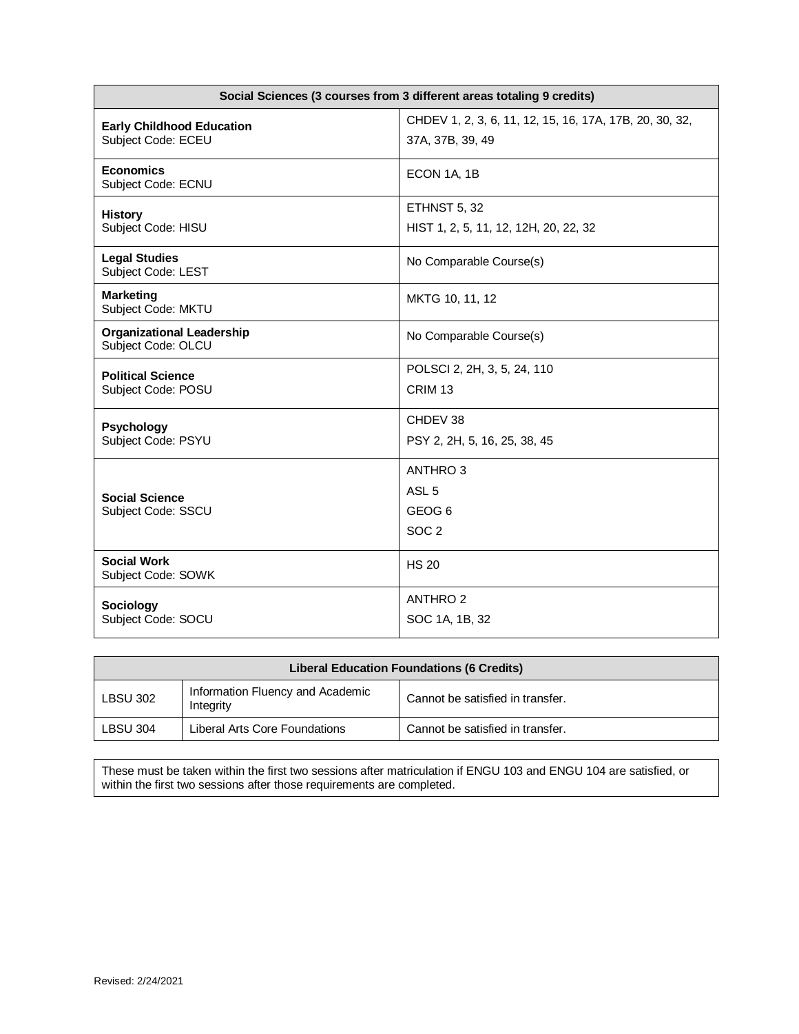| Social Sciences (3 courses from 3 different areas totaling 9 credits) | |
|---|---|
| **Early Childhood Education**<br>Subject Code: ECEU | CHDEV 1, 2, 3, 6, 11, 12, 15, 16, 17A, 17B, 20, 30, 32, 37A, 37B, 39, 49 |
| **Economics**<br>Subject Code: ECNU | ECON 1A, 1B |
| **History**<br>Subject Code: HISU | ETHNST 5, 32<br>HIST 1, 2, 5, 11, 12, 12H, 20, 22, 32 |
| **Legal Studies**<br>Subject Code: LEST | No Comparable Course(s) |
| **Marketing**<br>Subject Code: MKTU | MKTG 10, 11, 12 |
| **Organizational Leadership**<br>Subject Code: OLCU | No Comparable Course(s) |
| **Political Science**<br>Subject Code: POSU | POLSCI 2, 2H, 3, 5, 24, 110<br>CRIM 13 |
| **Psychology**<br>Subject Code: PSYU | CHDEV 38<br>PSY 2, 2H, 5, 16, 25, 38, 45 |
| **Social Science**<br>Subject Code: SSCU | ANTHRO 3<br>ASL 5<br>GEOG 6<br>SOC 2 |
| **Social Work**<br>Subject Code: SOWK | HS 20 |
| **Sociology**<br>Subject Code: SOCU | ANTHRO 2<br>SOC 1A, 1B, 32 |

| Liberal Education Foundations (6 Credits) | | |
|---|---|---|
| LBSU 302 | Information Fluency and Academic Integrity | Cannot be satisfied in transfer. |
| LBSU 304 | Liberal Arts Core Foundations | Cannot be satisfied in transfer. |

These must be taken within the first two sessions after matriculation if ENGU 103 and ENGU 104 are satisfied, or within the first two sessions after those requirements are completed.

Revised: 2/24/2021